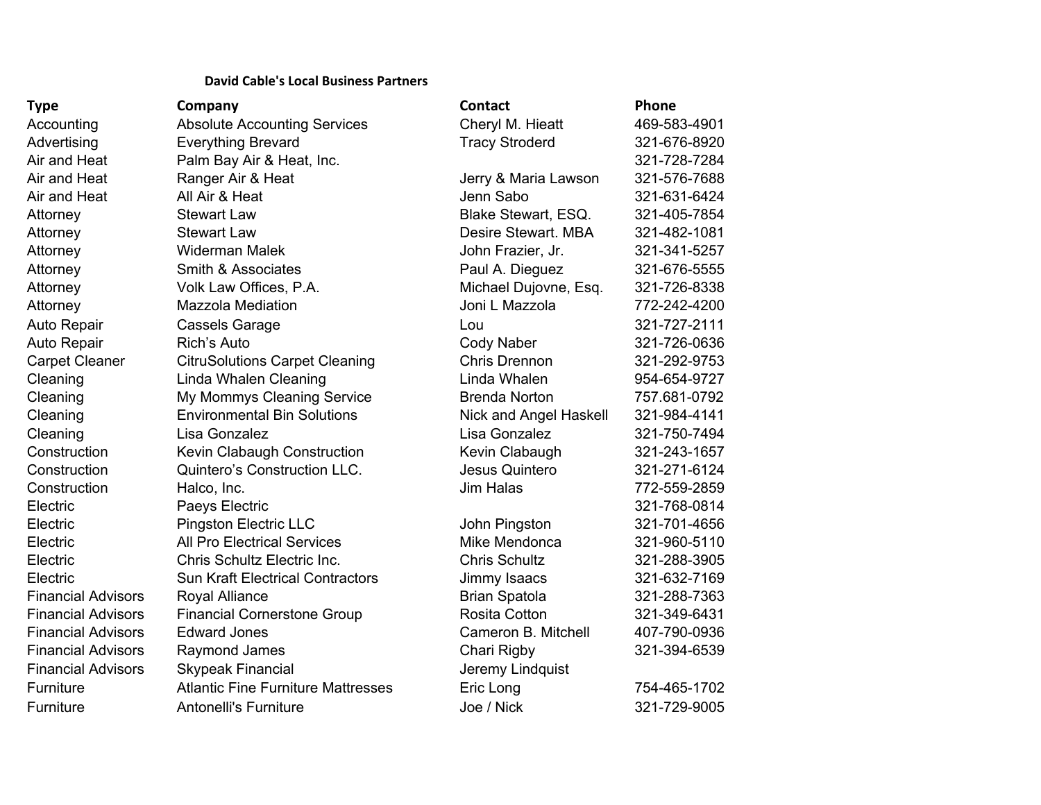**David Cable's Local Business Partners**

| Type | Company | Contact | Phone |
|---|---|---|---|
| Accounting | Absolute Accounting Services | Cheryl M. Hieatt | 469-583-4901 |
| Advertising | Everything Brevard | Tracy Stroderd | 321-676-8920 |
| Air and Heat | Palm Bay Air & Heat, Inc. | | 321-728-7284 |
| Air and Heat | Ranger Air & Heat | Jerry & Maria Lawson | 321-576-7688 |
| Air and Heat | All Air & Heat | Jenn Sabo | 321-631-6424 |
| Attorney | Stewart Law | Blake Stewart, ESQ. | 321-405-7854 |
| Attorney | Stewart Law | Desire Stewart. MBA | 321-482-1081 |
| Attorney | Widerman Malek | John Frazier, Jr. | 321-341-5257 |
| Attorney | Smith & Associates | Paul A. Dieguez | 321-676-5555 |
| Attorney | Volk Law Offices, P.A. | Michael Dujovne, Esq. | 321-726-8338 |
| Attorney | Mazzola Mediation | Joni L Mazzola | 772-242-4200 |
| Auto Repair | Cassels Garage | Lou | 321-727-2111 |
| Auto Repair | Rich's Auto | Cody Naber | 321-726-0636 |
| Carpet Cleaner | CitruSolutions Carpet Cleaning | Chris Drennon | 321-292-9753 |
| Cleaning | Linda Whalen Cleaning | Linda Whalen | 954-654-9727 |
| Cleaning | My Mommys Cleaning Service | Brenda Norton | 757.681-0792 |
| Cleaning | Environmental Bin Solutions | Nick and Angel Haskell | 321-984-4141 |
| Cleaning | Lisa Gonzalez | Lisa Gonzalez | 321-750-7494 |
| Construction | Kevin Clabaugh Construction | Kevin Clabaugh | 321-243-1657 |
| Construction | Quintero's Construction LLC. | Jesus Quintero | 321-271-6124 |
| Construction | Halco, Inc. | Jim Halas | 772-559-2859 |
| Electric | Paeys Electric | | 321-768-0814 |
| Electric | Pingston Electric LLC | John Pingston | 321-701-4656 |
| Electric | All Pro Electrical Services | Mike Mendonca | 321-960-5110 |
| Electric | Chris Schultz Electric Inc. | Chris Schultz | 321-288-3905 |
| Electric | Sun Kraft Electrical Contractors | Jimmy Isaacs | 321-632-7169 |
| Financial Advisors | Royal Alliance | Brian Spatola | 321-288-7363 |
| Financial Advisors | Financial Cornerstone Group | Rosita Cotton | 321-349-6431 |
| Financial Advisors | Edward Jones | Cameron B. Mitchell | 407-790-0936 |
| Financial Advisors | Raymond James | Chari Rigby | 321-394-6539 |
| Financial Advisors | Skypeak Financial | Jeremy Lindquist | |
| Furniture | Atlantic Fine Furniture Mattresses | Eric Long | 754-465-1702 |
| Furniture | Antonelli's Furniture | Joe / Nick | 321-729-9005 |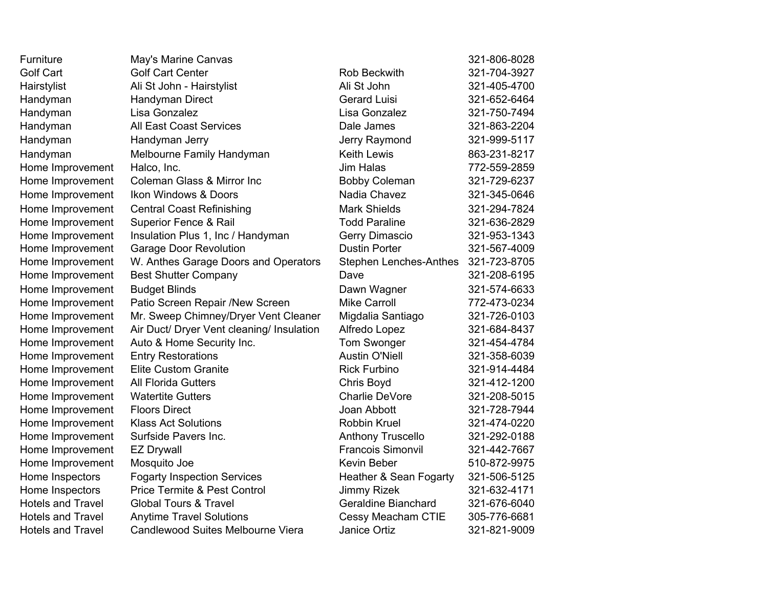| | | | |
|---|---|---|---|
| Furniture | May's Marine Canvas | | 321-806-8028 |
| Golf Cart | Golf Cart Center | Rob Beckwith | 321-704-3927 |
| Hairstylist | Ali St John - Hairstylist | Ali St John | 321-405-4700 |
| Handyman | Handyman Direct | Gerard Luisi | 321-652-6464 |
| Handyman | Lisa Gonzalez | Lisa Gonzalez | 321-750-7494 |
| Handyman | All East Coast Services | Dale James | 321-863-2204 |
| Handyman | Handyman Jerry | Jerry Raymond | 321-999-5117 |
| Handyman | Melbourne Family Handyman | Keith Lewis | 863-231-8217 |
| Home Improvement | Halco, Inc. | Jim Halas | 772-559-2859 |
| Home Improvement | Coleman Glass & Mirror Inc | Bobby Coleman | 321-729-6237 |
| Home Improvement | Ikon Windows & Doors | Nadia Chavez | 321-345-0646 |
| Home Improvement | Central Coast Refinishing | Mark Shields | 321-294-7824 |
| Home Improvement | Superior Fence & Rail | Todd Paraline | 321-636-2829 |
| Home Improvement | Insulation Plus 1, Inc / Handyman | Gerry Dimascio | 321-953-1343 |
| Home Improvement | Garage Door Revolution | Dustin Porter | 321-567-4009 |
| Home Improvement | W. Anthes Garage Doors and Operators | Stephen Lenches-Anthes | 321-723-8705 |
| Home Improvement | Best Shutter Company | Dave | 321-208-6195 |
| Home Improvement | Budget Blinds | Dawn Wagner | 321-574-6633 |
| Home Improvement | Patio Screen Repair /New Screen | Mike Carroll | 772-473-0234 |
| Home Improvement | Mr. Sweep Chimney/Dryer Vent Cleaner | Migdalia Santiago | 321-726-0103 |
| Home Improvement | Air Duct/ Dryer Vent cleaning/ Insulation | Alfredo Lopez | 321-684-8437 |
| Home Improvement | Auto & Home Security Inc. | Tom Swonger | 321-454-4784 |
| Home Improvement | Entry Restorations | Austin O'Niell | 321-358-6039 |
| Home Improvement | Elite Custom Granite | Rick Furbino | 321-914-4484 |
| Home Improvement | All Florida Gutters | Chris Boyd | 321-412-1200 |
| Home Improvement | Watertite Gutters | Charlie DeVore | 321-208-5015 |
| Home Improvement | Floors Direct | Joan Abbott | 321-728-7944 |
| Home Improvement | Klass Act Solutions | Robbin Kruel | 321-474-0220 |
| Home Improvement | Surfside Pavers Inc. | Anthony Truscello | 321-292-0188 |
| Home Improvement | EZ Drywall | Francois Simonvil | 321-442-7667 |
| Home Improvement | Mosquito Joe | Kevin Beber | 510-872-9975 |
| Home Inspectors | Fogarty Inspection Services | Heather & Sean Fogarty | 321-506-5125 |
| Home Inspectors | Price Termite & Pest Control | Jimmy Rizek | 321-632-4171 |
| Hotels and Travel | Global Tours & Travel | Geraldine Bianchard | 321-676-6040 |
| Hotels and Travel | Anytime Travel Solutions | Cessy Meacham CTIE | 305-776-6681 |
| Hotels and Travel | Candlewood Suites Melbourne Viera | Janice Ortiz | 321-821-9009 |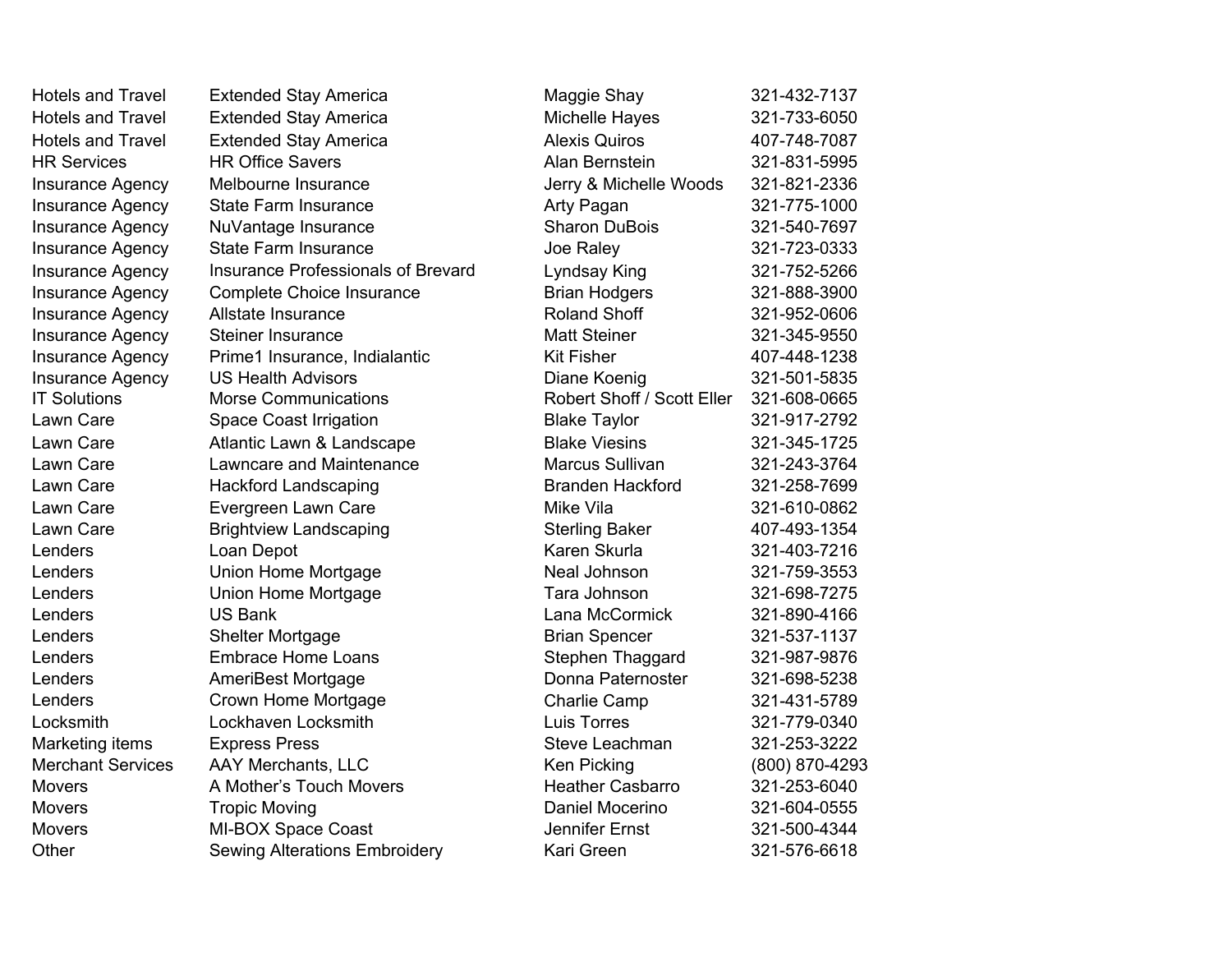| | | | |
|---|---|---|---|
| Hotels and Travel | Extended Stay America | Maggie Shay | 321-432-7137 |
| Hotels and Travel | Extended Stay America | Michelle Hayes | 321-733-6050 |
| Hotels and Travel | Extended Stay America | Alexis Quiros | 407-748-7087 |
| HR Services | HR Office Savers | Alan Bernstein | 321-831-5995 |
| Insurance Agency | Melbourne Insurance | Jerry & Michelle Woods | 321-821-2336 |
| Insurance Agency | State Farm Insurance | Arty Pagan | 321-775-1000 |
| Insurance Agency | NuVantage Insurance | Sharon DuBois | 321-540-7697 |
| Insurance Agency | State Farm Insurance | Joe Raley | 321-723-0333 |
| Insurance Agency | Insurance Professionals of Brevard | Lyndsay King | 321-752-5266 |
| Insurance Agency | Complete Choice Insurance | Brian Hodgers | 321-888-3900 |
| Insurance Agency | Allstate Insurance | Roland Shoff | 321-952-0606 |
| Insurance Agency | Steiner Insurance | Matt Steiner | 321-345-9550 |
| Insurance Agency | Prime1 Insurance, Indialantic | Kit Fisher | 407-448-1238 |
| Insurance Agency | US Health Advisors | Diane Koenig | 321-501-5835 |
| IT Solutions | Morse Communications | Robert Shoff / Scott Eller | 321-608-0665 |
| Lawn Care | Space Coast Irrigation | Blake Taylor | 321-917-2792 |
| Lawn Care | Atlantic Lawn & Landscape | Blake Viesins | 321-345-1725 |
| Lawn Care | Lawncare and Maintenance | Marcus Sullivan | 321-243-3764 |
| Lawn Care | Hackford Landscaping | Branden Hackford | 321-258-7699 |
| Lawn Care | Evergreen Lawn Care | Mike Vila | 321-610-0862 |
| Lawn Care | Brightview Landscaping | Sterling Baker | 407-493-1354 |
| Lenders | Loan Depot | Karen Skurla | 321-403-7216 |
| Lenders | Union Home Mortgage | Neal Johnson | 321-759-3553 |
| Lenders | Union Home Mortgage | Tara Johnson | 321-698-7275 |
| Lenders | US Bank | Lana McCormick | 321-890-4166 |
| Lenders | Shelter Mortgage | Brian Spencer | 321-537-1137 |
| Lenders | Embrace Home Loans | Stephen Thaggard | 321-987-9876 |
| Lenders | AmeriBest Mortgage | Donna Paternoster | 321-698-5238 |
| Lenders | Crown Home Mortgage | Charlie Camp | 321-431-5789 |
| Locksmith | Lockhaven Locksmith | Luis Torres | 321-779-0340 |
| Marketing items | Express Press | Steve Leachman | 321-253-3222 |
| Merchant Services | AAY Merchants, LLC | Ken Picking | (800) 870-4293 |
| Movers | A Mother's Touch Movers | Heather Casbarro | 321-253-6040 |
| Movers | Tropic Moving | Daniel Mocerino | 321-604-0555 |
| Movers | MI-BOX Space Coast | Jennifer Ernst | 321-500-4344 |
| Other | Sewing Alterations Embroidery | Kari Green | 321-576-6618 |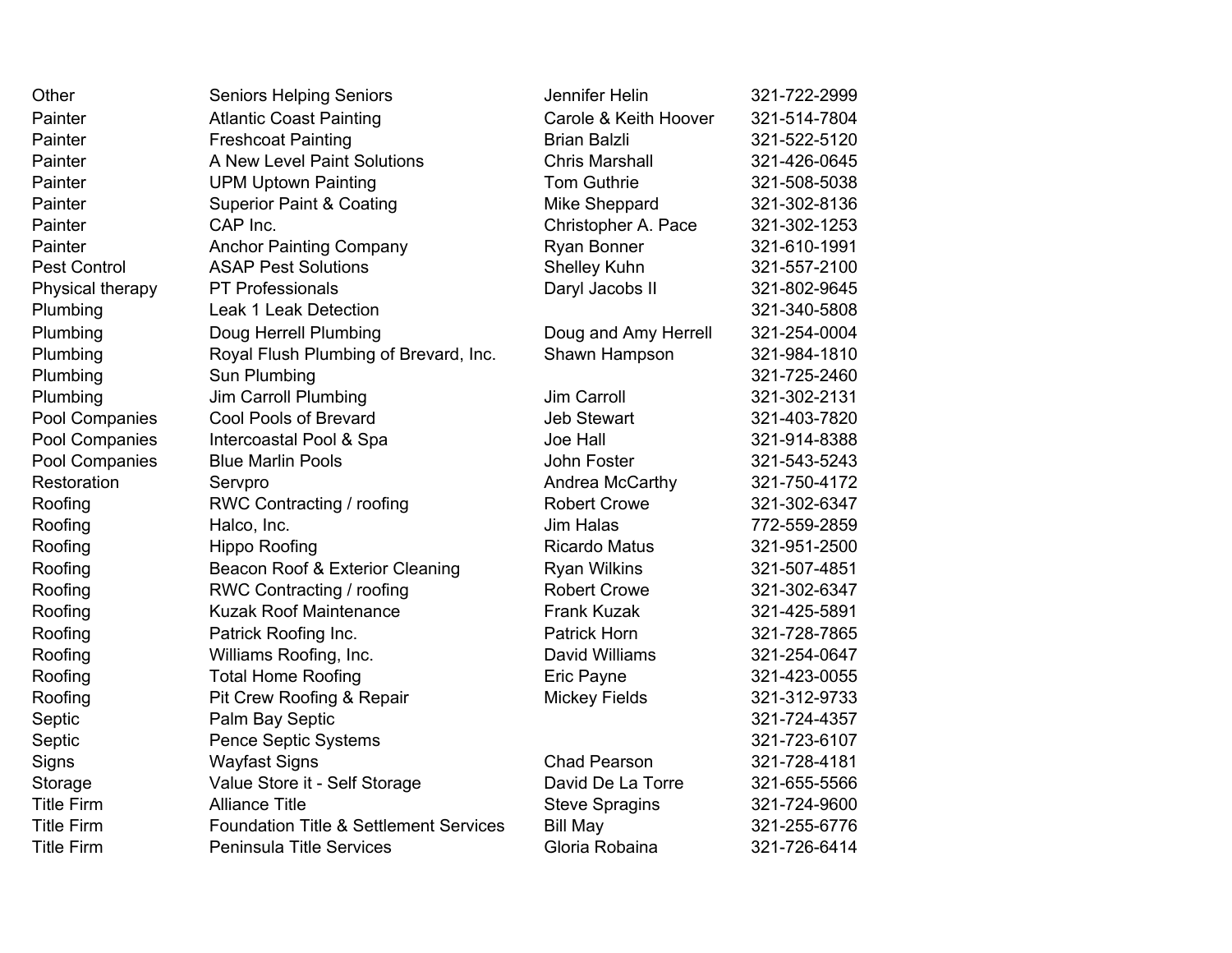| | | | |
|---|---|---|---|
| Other | Seniors Helping Seniors | Jennifer Helin | 321-722-2999 |
| Painter | Atlantic Coast Painting | Carole & Keith Hoover | 321-514-7804 |
| Painter | Freshcoat Painting | Brian Balzli | 321-522-5120 |
| Painter | A New Level Paint Solutions | Chris Marshall | 321-426-0645 |
| Painter | UPM Uptown Painting | Tom Guthrie | 321-508-5038 |
| Painter | Superior Paint & Coating | Mike Sheppard | 321-302-8136 |
| Painter | CAP Inc. | Christopher A. Pace | 321-302-1253 |
| Painter | Anchor Painting Company | Ryan Bonner | 321-610-1991 |
| Pest Control | ASAP Pest Solutions | Shelley Kuhn | 321-557-2100 |
| Physical therapy | PT Professionals | Daryl Jacobs II | 321-802-9645 |
| Plumbing | Leak 1 Leak Detection | | 321-340-5808 |
| Plumbing | Doug Herrell Plumbing | Doug and Amy Herrell | 321-254-0004 |
| Plumbing | Royal Flush Plumbing of Brevard, Inc. | Shawn Hampson | 321-984-1810 |
| Plumbing | Sun Plumbing | | 321-725-2460 |
| Plumbing | Jim Carroll Plumbing | Jim Carroll | 321-302-2131 |
| Pool Companies | Cool Pools of Brevard | Jeb Stewart | 321-403-7820 |
| Pool Companies | Intercoastal Pool & Spa | Joe Hall | 321-914-8388 |
| Pool Companies | Blue Marlin Pools | John Foster | 321-543-5243 |
| Restoration | Servpro | Andrea McCarthy | 321-750-4172 |
| Roofing | RWC Contracting / roofing | Robert Crowe | 321-302-6347 |
| Roofing | Halco, Inc. | Jim Halas | 772-559-2859 |
| Roofing | Hippo Roofing | Ricardo Matus | 321-951-2500 |
| Roofing | Beacon Roof & Exterior Cleaning | Ryan Wilkins | 321-507-4851 |
| Roofing | RWC Contracting / roofing | Robert Crowe | 321-302-6347 |
| Roofing | Kuzak Roof Maintenance | Frank Kuzak | 321-425-5891 |
| Roofing | Patrick Roofing Inc. | Patrick Horn | 321-728-7865 |
| Roofing | Williams Roofing, Inc. | David Williams | 321-254-0647 |
| Roofing | Total Home Roofing | Eric Payne | 321-423-0055 |
| Roofing | Pit Crew Roofing & Repair | Mickey Fields | 321-312-9733 |
| Septic | Palm Bay Septic | | 321-724-4357 |
| Septic | Pence Septic Systems | | 321-723-6107 |
| Signs | Wayfast Signs | Chad Pearson | 321-728-4181 |
| Storage | Value Store it - Self Storage | David De La Torre | 321-655-5566 |
| Title Firm | Alliance Title | Steve Spragins | 321-724-9600 |
| Title Firm | Foundation Title & Settlement Services | Bill May | 321-255-6776 |
| Title Firm | Peninsula Title Services | Gloria Robaina | 321-726-6414 |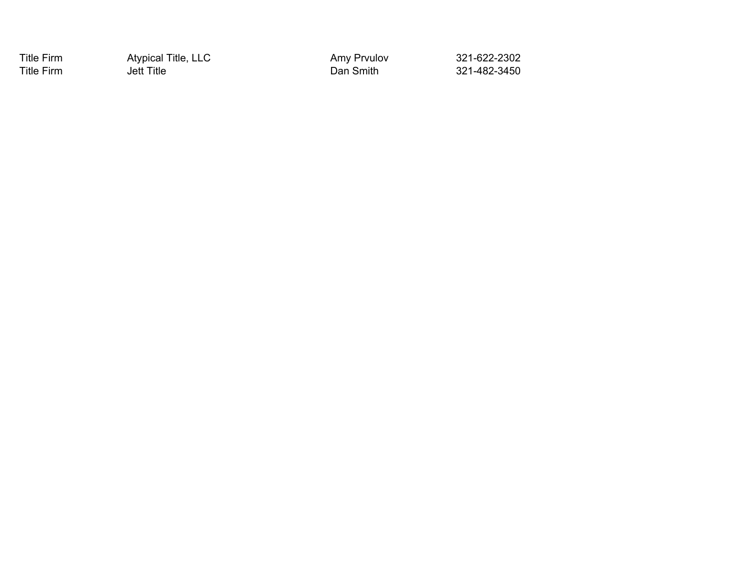| | | | |
|---|---|---|---|
| Title Firm | Atypical Title, LLC | Amy Prvulov | 321-622-2302 |
| Title Firm | Jett Title | Dan Smith | 321-482-3450 |